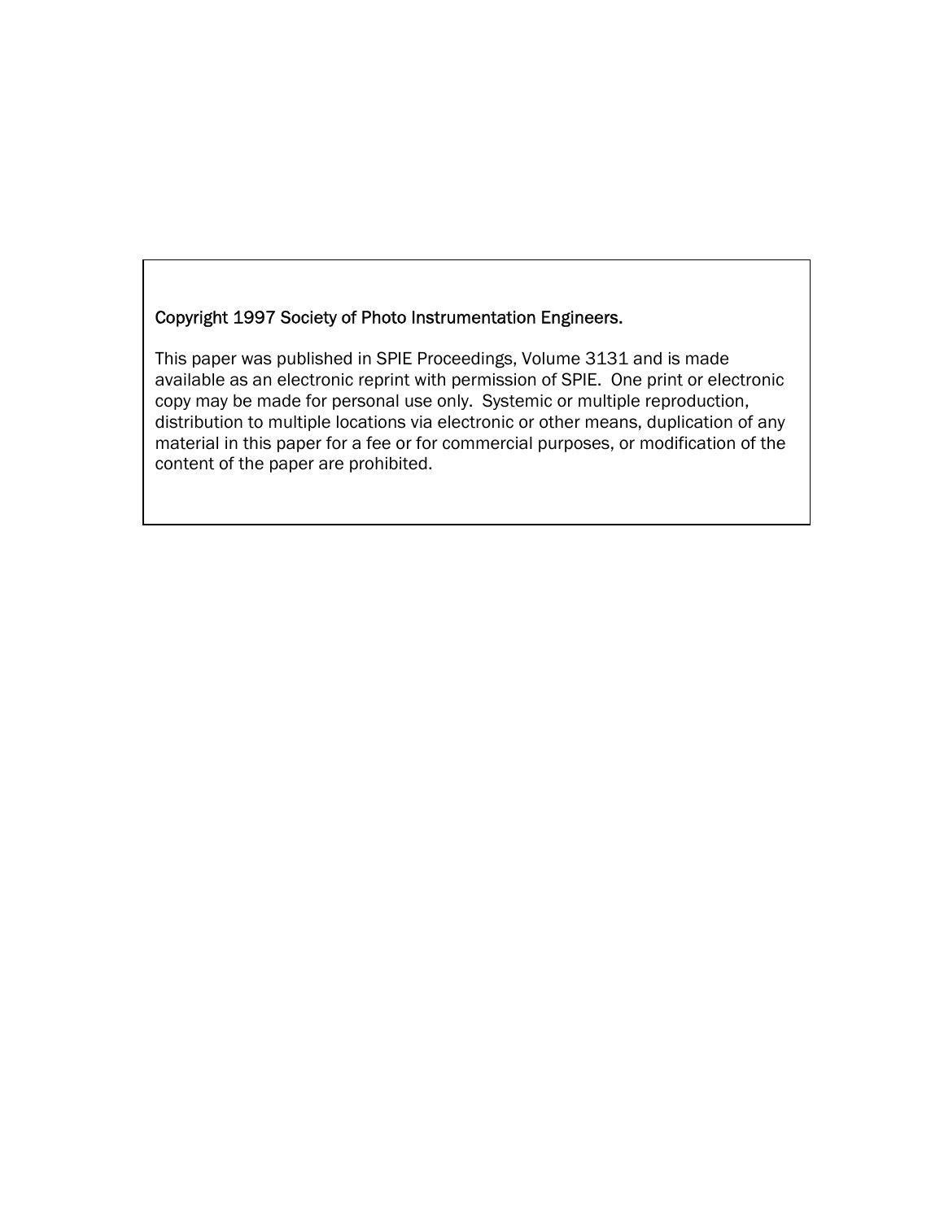Copyright 1997 Society of Photo Instrumentation Engineers.

This paper was published in SPIE Proceedings, Volume 3131 and is made available as an electronic reprint with permission of SPIE. One print or electronic copy may be made for personal use only. Systemic or multiple reproduction, distribution to multiple locations via electronic or other means, duplication of any material in this paper for a fee or for commercial purposes, or modification of the content of the paper are prohibited.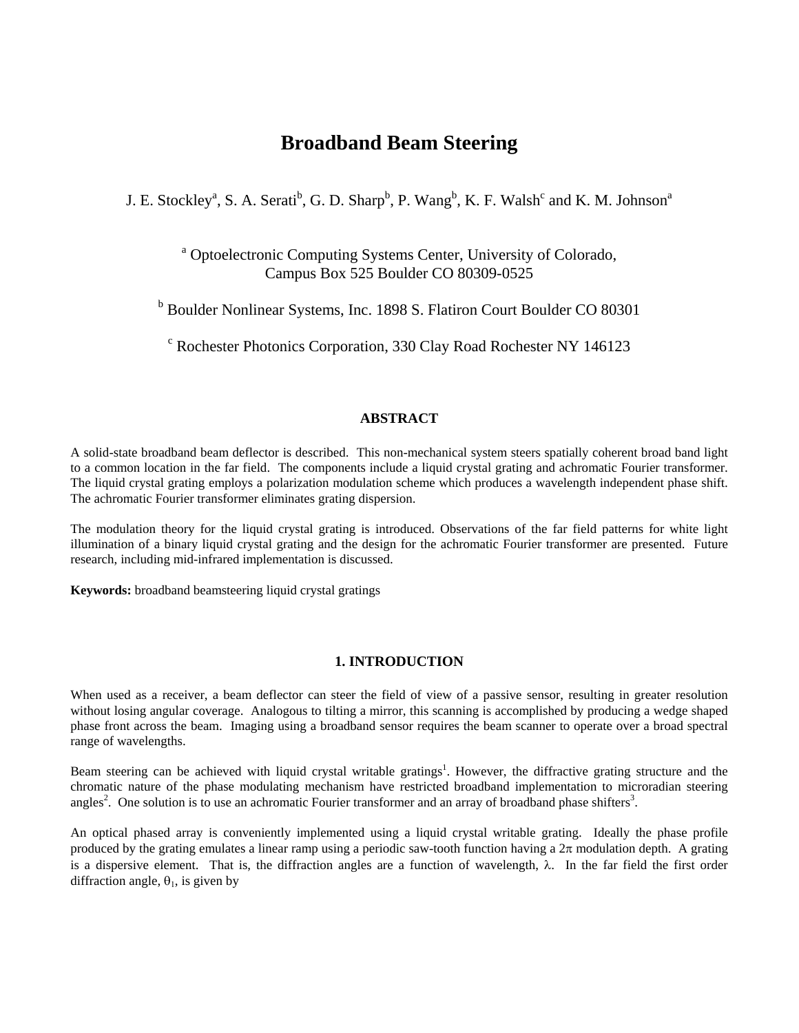// Broadband Beam Steering

J. E. Stockley[a], S. A. Serati[b], G. D. Sharp[b], P. Wang[b], K. F. Walsh[c] and K. M. Johnson[a]

[a] Optoelectronic Computing Systems Center, University of Colorado, Campus Box 525 Boulder CO 80309-0525

[b] Boulder Nonlinear Systems, Inc. 1898 S. Flatiron Court Boulder CO 80301

[c] Rochester Photonics Corporation, 330 Clay Road Rochester NY 146123

## ABSTRACT

A solid-state broadband beam deflector is described. This non-mechanical system steers spatially coherent broad band light to a common location in the far field. The components include a liquid crystal grating and achromatic Fourier transformer. The liquid crystal grating employs a polarization modulation scheme which produces a wavelength independent phase shift. The achromatic Fourier transformer eliminates grating dispersion.

The modulation theory for the liquid crystal grating is introduced. Observations of the far field patterns for white light illumination of a binary liquid crystal grating and the design for the achromatic Fourier transformer are presented. Future research, including mid-infrared implementation is discussed.

**Keywords:** broadband beamsteering liquid crystal gratings

## 1. INTRODUCTION

When used as a receiver, a beam deflector can steer the field of view of a passive sensor, resulting in greater resolution without losing angular coverage. Analogous to tilting a mirror, this scanning is accomplished by producing a wedge shaped phase front across the beam. Imaging using a broadband sensor requires the beam scanner to operate over a broad spectral range of wavelengths.

Beam steering can be achieved with liquid crystal writable gratings[1]. However, the diffractive grating structure and the chromatic nature of the phase modulating mechanism have restricted broadband implementation to microradian steering angles[2]. One solution is to use an achromatic Fourier transformer and an array of broadband phase shifters[3].

An optical phased array is conveniently implemented using a liquid crystal writable grating. Ideally the phase profile produced by the grating emulates a linear ramp using a periodic saw-tooth function having a $2\pi$ modulation depth. A grating is a dispersive element. That is, the diffraction angles are a function of wavelength, $\lambda$. In the far field the first order diffraction angle, $\theta_1$, is given by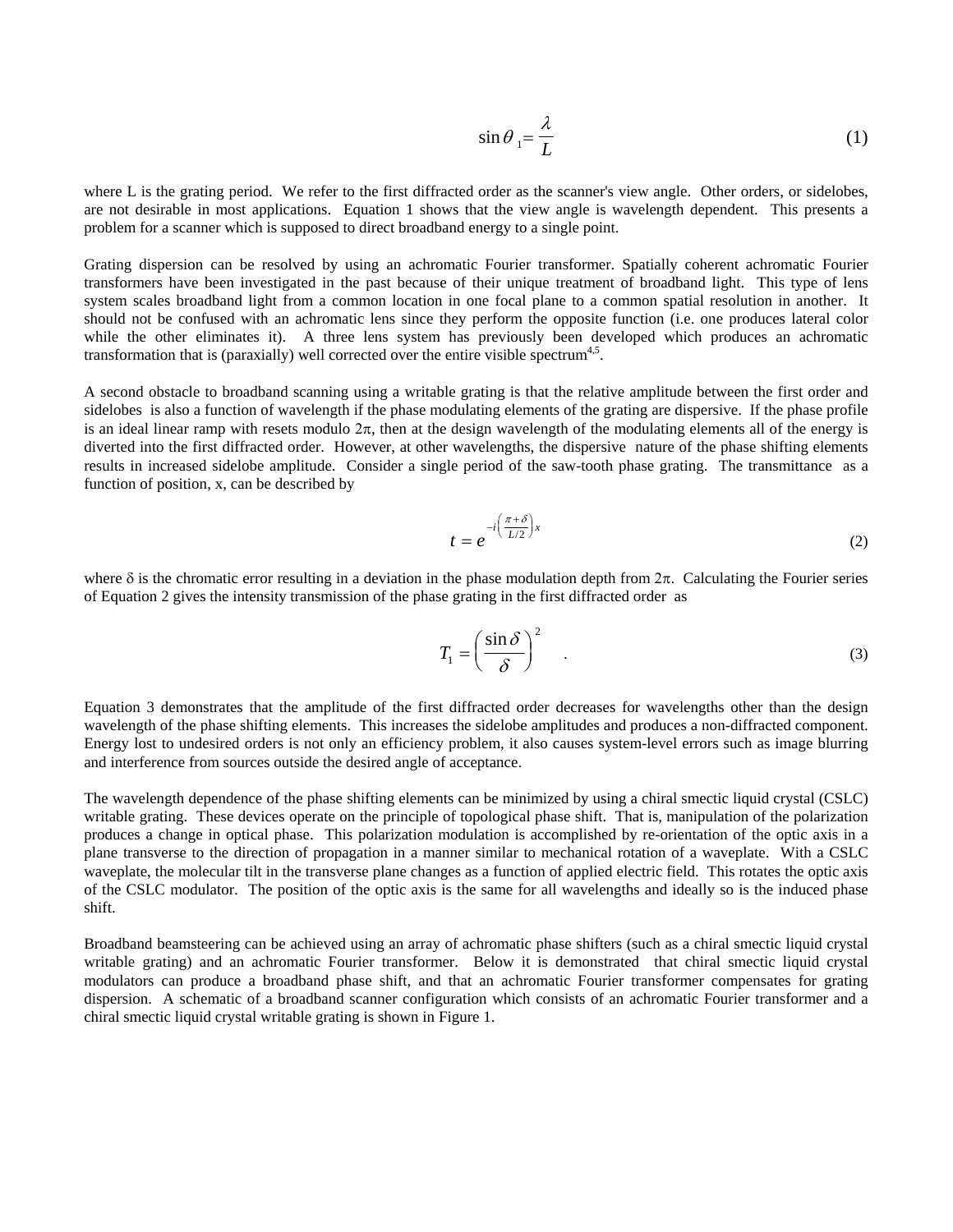$$\sin\theta_1 = \frac{\lambda}{L} \tag{1}$$

where L is the grating period. We refer to the first diffracted order as the scanner's view angle. Other orders, or sidelobes, are not desirable in most applications. Equation 1 shows that the view angle is wavelength dependent. This presents a problem for a scanner which is supposed to direct broadband energy to a single point.

Grating dispersion can be resolved by using an achromatic Fourier transformer. Spatially coherent achromatic Fourier transformers have been investigated in the past because of their unique treatment of broadband light. This type of lens system scales broadband light from a common location in one focal plane to a common spatial resolution in another. It should not be confused with an achromatic lens since they perform the opposite function (i.e. one produces lateral color while the other eliminates it). A three lens system has previously been developed which produces an achromatic transformation that is (paraxially) well corrected over the entire visible spectrum[4,5].

A second obstacle to broadband scanning using a writable grating is that the relative amplitude between the first order and sidelobes is also a function of wavelength if the phase modulating elements of the grating are dispersive. If the phase profile is an ideal linear ramp with resets modulo $2\pi$, then at the design wavelength of the modulating elements all of the energy is diverted into the first diffracted order. However, at other wavelengths, the dispersive nature of the phase shifting elements results in increased sidelobe amplitude. Consider a single period of the saw-tooth phase grating. The transmittance as a function of position, x, can be described by

$$t = e^{-i\left(\frac{\pi+\delta}{L/2}\right)x} \tag{2}$$

where $\delta$ is the chromatic error resulting in a deviation in the phase modulation depth from $2\pi$. Calculating the Fourier series of Equation 2 gives the intensity transmission of the phase grating in the first diffracted order as

$$T_1 = \left(\frac{\sin\delta}{\delta}\right)^2 \quad . \tag{3}$$

Equation 3 demonstrates that the amplitude of the first diffracted order decreases for wavelengths other than the design wavelength of the phase shifting elements. This increases the sidelobe amplitudes and produces a non-diffracted component. Energy lost to undesired orders is not only an efficiency problem, it also causes system-level errors such as image blurring and interference from sources outside the desired angle of acceptance.

The wavelength dependence of the phase shifting elements can be minimized by using a chiral smectic liquid crystal (CSLC) writable grating. These devices operate on the principle of topological phase shift. That is, manipulation of the polarization produces a change in optical phase. This polarization modulation is accomplished by re-orientation of the optic axis in a plane transverse to the direction of propagation in a manner similar to mechanical rotation of a waveplate. With a CSLC waveplate, the molecular tilt in the transverse plane changes as a function of applied electric field. This rotates the optic axis of the CSLC modulator. The position of the optic axis is the same for all wavelengths and ideally so is the induced phase shift.

Broadband beamsteering can be achieved using an array of achromatic phase shifters (such as a chiral smectic liquid crystal writable grating) and an achromatic Fourier transformer. Below it is demonstrated that chiral smectic liquid crystal modulators can produce a broadband phase shift, and that an achromatic Fourier transformer compensates for grating dispersion. A schematic of a broadband scanner configuration which consists of an achromatic Fourier transformer and a chiral smectic liquid crystal writable grating is shown in Figure 1.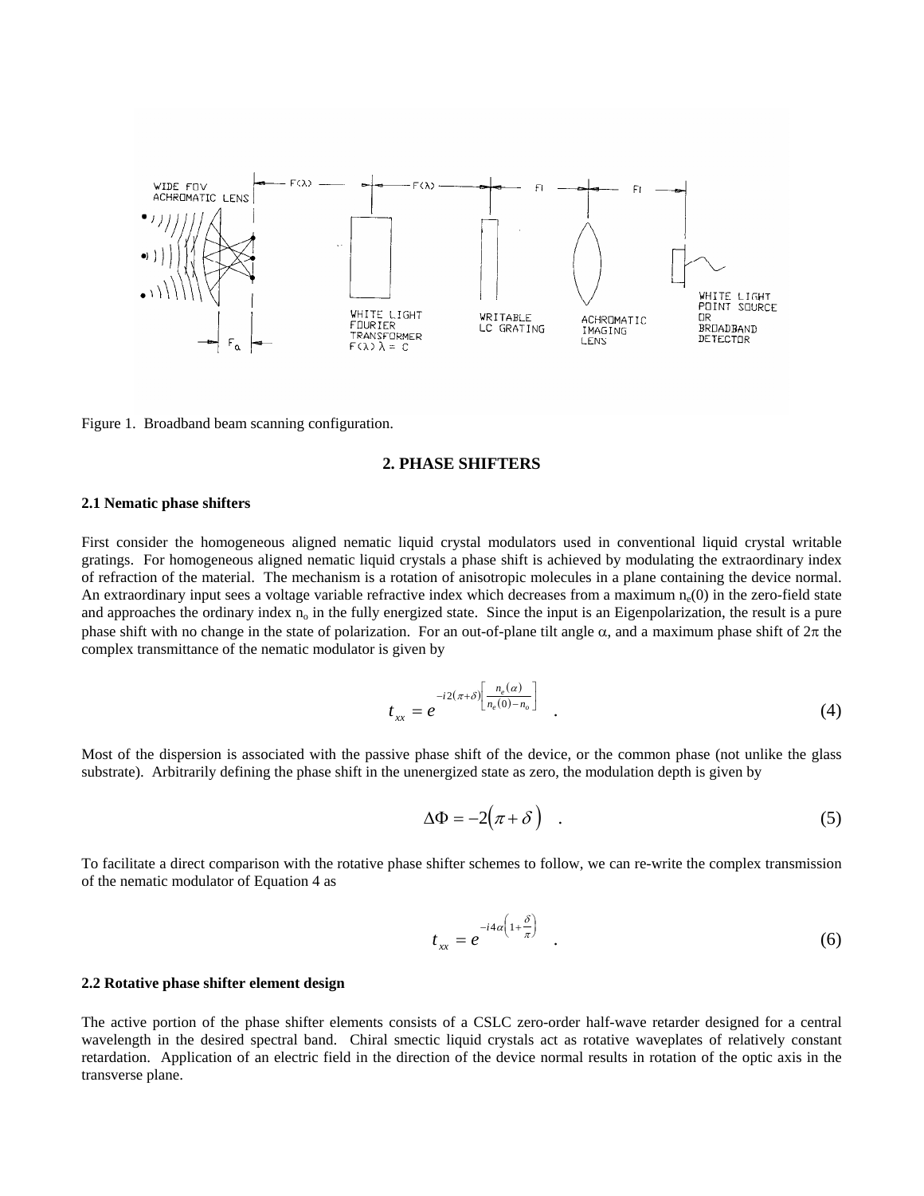Figure 1. Broadband beam scanning configuration.

## 2. PHASE SHIFTERS

### 2.1 Nematic phase shifters

First consider the homogeneous aligned nematic liquid crystal modulators used in conventional liquid crystal writable gratings. For homogeneous aligned nematic liquid crystals a phase shift is achieved by modulating the extraordinary index of refraction of the material. The mechanism is a rotation of anisotropic molecules in a plane containing the device normal. An extraordinary input sees a voltage variable refractive index which decreases from a maximum $n_e(0)$ in the zero-field state and approaches the ordinary index $n_o$ in the fully energized state. Since the input is an Eigenpolarization, the result is a pure phase shift with no change in the state of polarization. For an out-of-plane tilt angle $\alpha$, and a maximum phase shift of $2\pi$ the complex transmittance of the nematic modulator is given by

$$t_{xx} = e^{-i2(\pi+\delta)\left[\frac{n_e(\alpha)}{n_e(0)-n_o}\right]} \quad . \tag{4}$$

Most of the dispersion is associated with the passive phase shift of the device, or the common phase (not unlike the glass substrate). Arbitrarily defining the phase shift in the unenergized state as zero, the modulation depth is given by

$$\Delta\Phi = -2(\pi + \delta) \quad . \tag{5}$$

To facilitate a direct comparison with the rotative phase shifter schemes to follow, we can re-write the complex transmission of the nematic modulator of Equation 4 as

$$t_{xx} = e^{-i4\alpha\left(1+\frac{\delta}{\pi}\right)} \quad . \tag{6}$$

### 2.2 Rotative phase shifter element design

The active portion of the phase shifter elements consists of a CSLC zero-order half-wave retarder designed for a central wavelength in the desired spectral band. Chiral smectic liquid crystals act as rotative waveplates of relatively constant retardation. Application of an electric field in the direction of the device normal results in rotation of the optic axis in the transverse plane.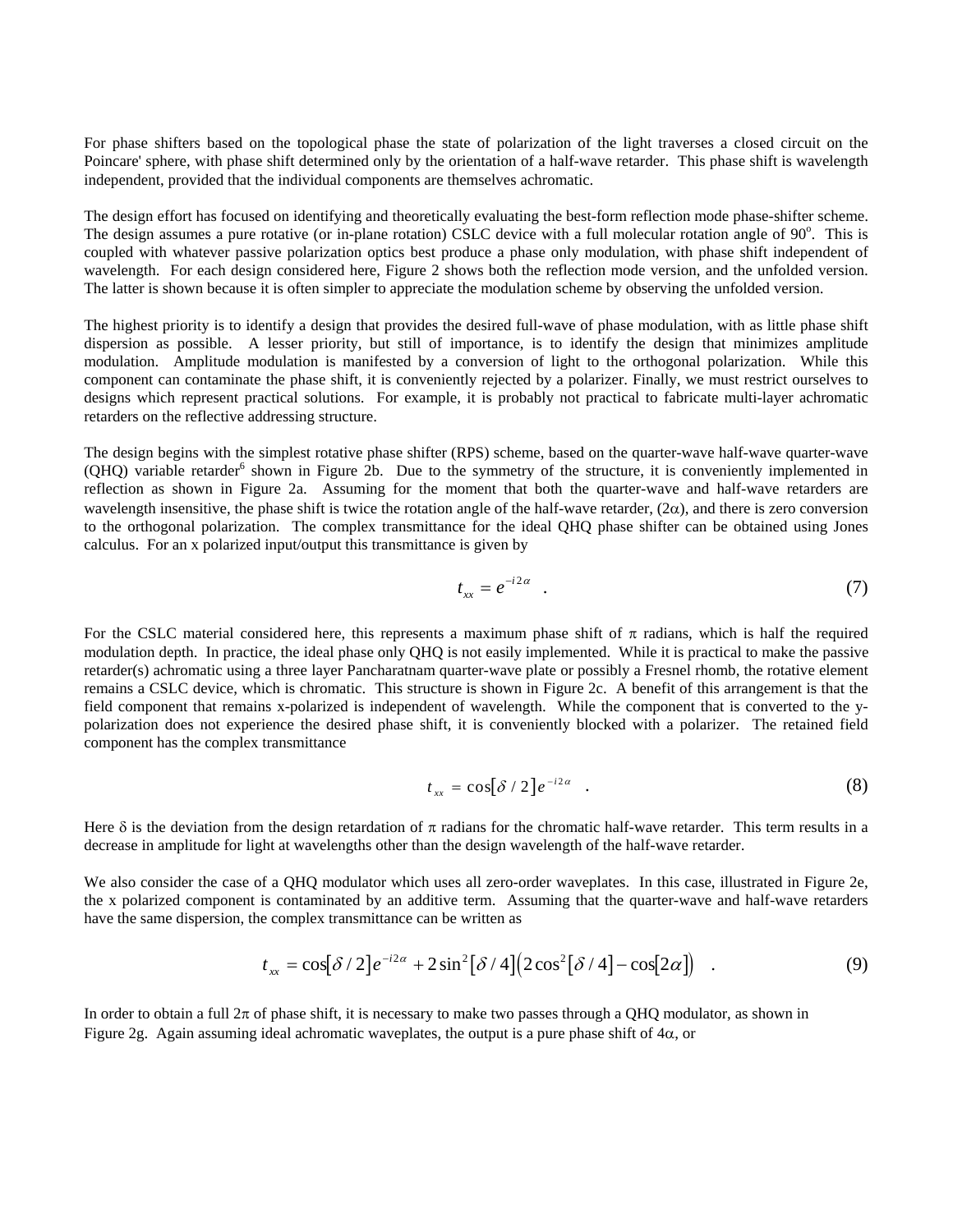For phase shifters based on the topological phase the state of polarization of the light traverses a closed circuit on the Poincare' sphere, with phase shift determined only by the orientation of a half-wave retarder. This phase shift is wavelength independent, provided that the individual components are themselves achromatic.

The design effort has focused on identifying and theoretically evaluating the best-form reflection mode phase-shifter scheme. The design assumes a pure rotative (or in-plane rotation) CSLC device with a full molecular rotation angle of 90°. This is coupled with whatever passive polarization optics best produce a phase only modulation, with phase shift independent of wavelength. For each design considered here, Figure 2 shows both the reflection mode version, and the unfolded version. The latter is shown because it is often simpler to appreciate the modulation scheme by observing the unfolded version.

The highest priority is to identify a design that provides the desired full-wave of phase modulation, with as little phase shift dispersion as possible. A lesser priority, but still of importance, is to identify the design that minimizes amplitude modulation. Amplitude modulation is manifested by a conversion of light to the orthogonal polarization. While this component can contaminate the phase shift, it is conveniently rejected by a polarizer. Finally, we must restrict ourselves to designs which represent practical solutions. For example, it is probably not practical to fabricate multi-layer achromatic retarders on the reflective addressing structure.

The design begins with the simplest rotative phase shifter (RPS) scheme, based on the quarter-wave half-wave quarter-wave (QHQ) variable retarder[6] shown in Figure 2b. Due to the symmetry of the structure, it is conveniently implemented in reflection as shown in Figure 2a. Assuming for the moment that both the quarter-wave and half-wave retarders are wavelength insensitive, the phase shift is twice the rotation angle of the half-wave retarder, ($2\alpha$), and there is zero conversion to the orthogonal polarization. The complex transmittance for the ideal QHQ phase shifter can be obtained using Jones calculus. For an x polarized input/output this transmittance is given by

$$t_{xx} = e^{-i2\alpha} \quad . \tag{7}$$

For the CSLC material considered here, this represents a maximum phase shift of $\pi$ radians, which is half the required modulation depth. In practice, the ideal phase only QHQ is not easily implemented. While it is practical to make the passive retarder(s) achromatic using a three layer Pancharatnam quarter-wave plate or possibly a Fresnel rhomb, the rotative element remains a CSLC device, which is chromatic. This structure is shown in Figure 2c. A benefit of this arrangement is that the field component that remains x-polarized is independent of wavelength. While the component that is converted to the y-polarization does not experience the desired phase shift, it is conveniently blocked with a polarizer. The retained field component has the complex transmittance

$$t_{xx} = \cos[\delta/2]e^{-i2\alpha} \quad . \tag{8}$$

Here $\delta$ is the deviation from the design retardation of $\pi$ radians for the chromatic half-wave retarder. This term results in a decrease in amplitude for light at wavelengths other than the design wavelength of the half-wave retarder.

We also consider the case of a QHQ modulator which uses all zero-order waveplates. In this case, illustrated in Figure 2e, the x polarized component is contaminated by an additive term. Assuming that the quarter-wave and half-wave retarders have the same dispersion, the complex transmittance can be written as

$$t_{xx} = \cos[\delta/2]e^{-i2\alpha} + 2\sin^2[\delta/4]\left(2\cos^2[\delta/4] - \cos[2\alpha]\right) \quad . \tag{9}$$

In order to obtain a full $2\pi$ of phase shift, it is necessary to make two passes through a QHQ modulator, as shown in Figure 2g. Again assuming ideal achromatic waveplates, the output is a pure phase shift of $4\alpha$, or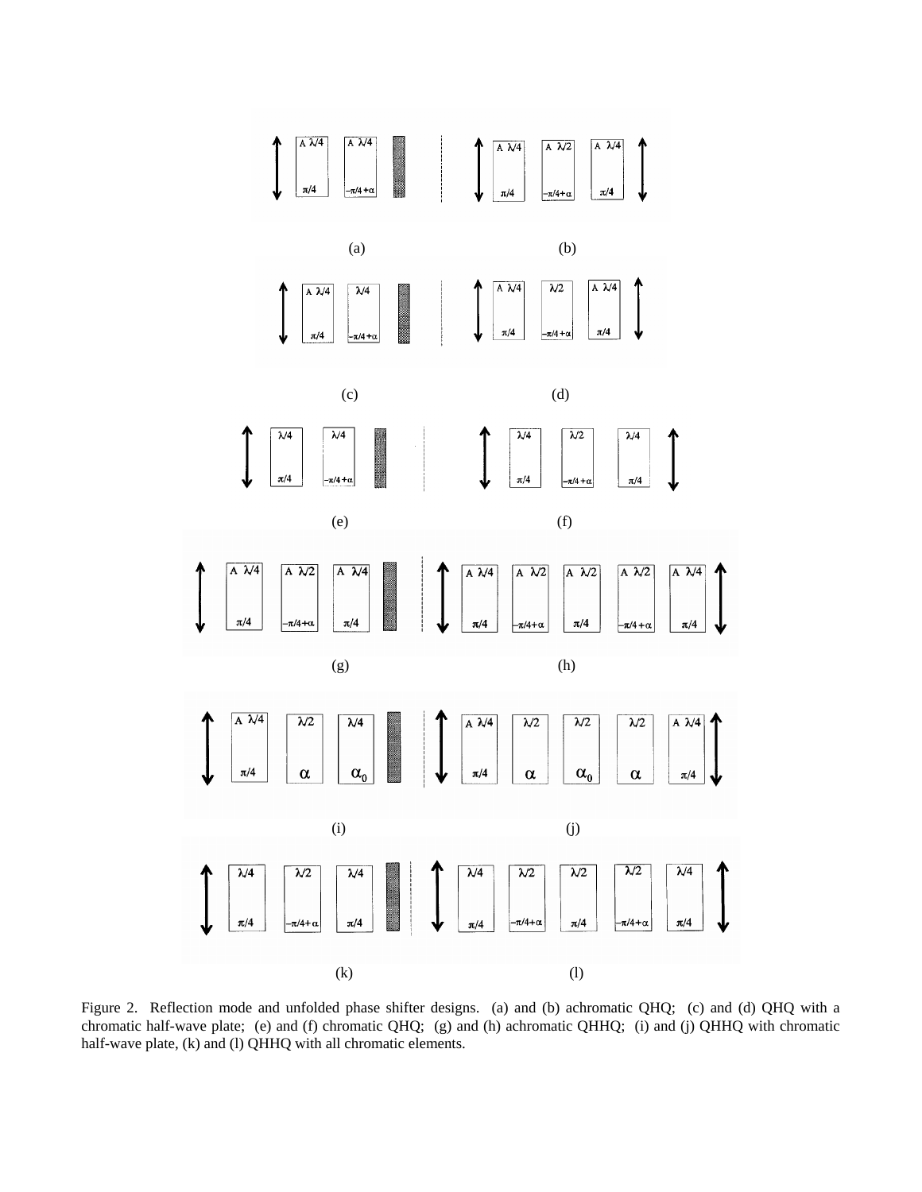Figure 2. Reflection mode and unfolded phase shifter designs. (a) and (b) achromatic QHQ; (c) and (d) QHQ with a chromatic half-wave plate; (e) and (f) chromatic QHQ; (g) and (h) achromatic QHHQ; (i) and (j) QHHQ with chromatic half-wave plate, (k) and (l) QHHQ with all chromatic elements.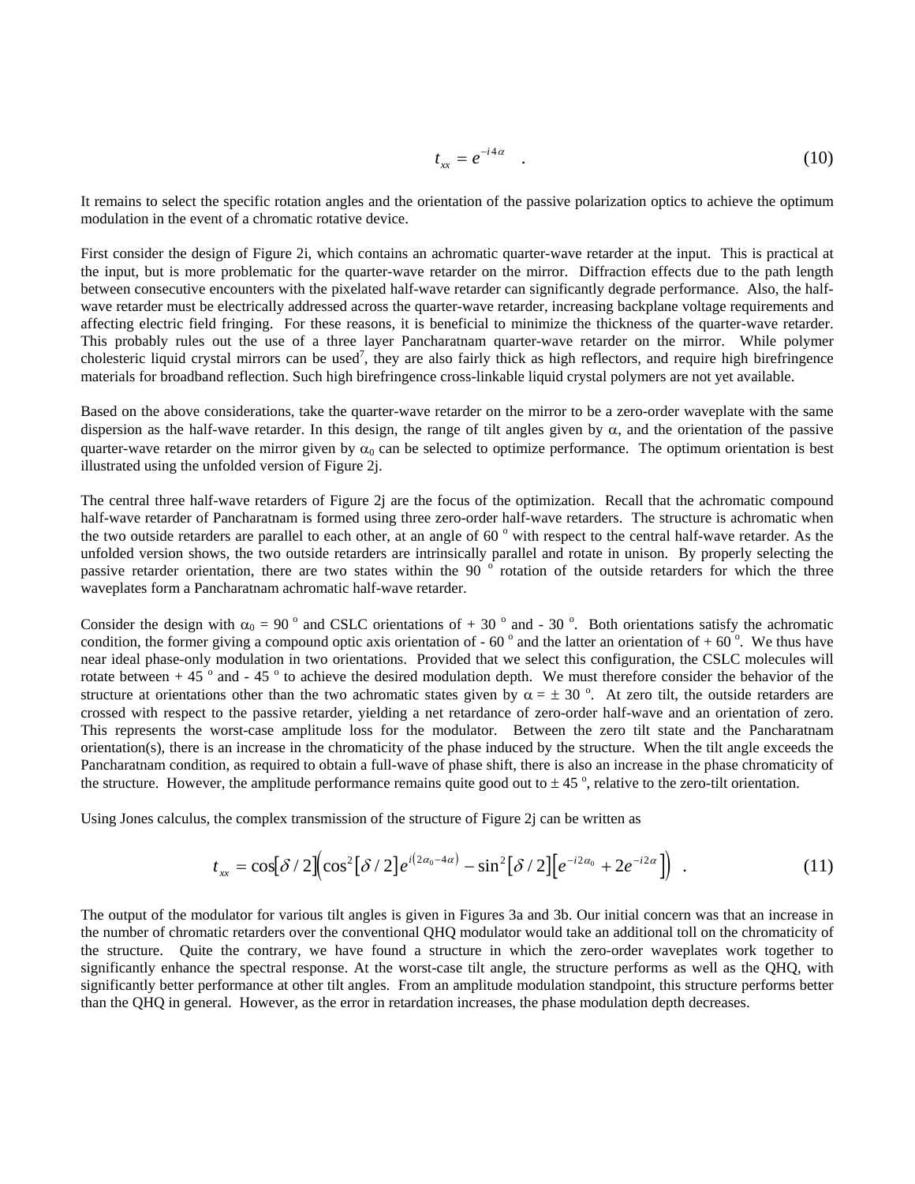$$t_{xx} = e^{-i4\alpha} \quad . \tag{10}$$

It remains to select the specific rotation angles and the orientation of the passive polarization optics to achieve the optimum modulation in the event of a chromatic rotative device.

First consider the design of Figure 2i, which contains an achromatic quarter-wave retarder at the input. This is practical at the input, but is more problematic for the quarter-wave retarder on the mirror. Diffraction effects due to the path length between consecutive encounters with the pixelated half-wave retarder can significantly degrade performance. Also, the half-wave retarder must be electrically addressed across the quarter-wave retarder, increasing backplane voltage requirements and affecting electric field fringing. For these reasons, it is beneficial to minimize the thickness of the quarter-wave retarder. This probably rules out the use of a three layer Pancharatnam quarter-wave retarder on the mirror. While polymer cholesteric liquid crystal mirrors can be used[7], they are also fairly thick as high reflectors, and require high birefringence materials for broadband reflection. Such high birefringence cross-linkable liquid crystal polymers are not yet available.

Based on the above considerations, take the quarter-wave retarder on the mirror to be a zero-order waveplate with the same dispersion as the half-wave retarder. In this design, the range of tilt angles given by $\alpha$, and the orientation of the passive quarter-wave retarder on the mirror given by $\alpha_0$ can be selected to optimize performance. The optimum orientation is best illustrated using the unfolded version of Figure 2j.

The central three half-wave retarders of Figure 2j are the focus of the optimization. Recall that the achromatic compound half-wave retarder of Pancharatnam is formed using three zero-order half-wave retarders. The structure is achromatic when the two outside retarders are parallel to each other, at an angle of 60 $^o$ with respect to the central half-wave retarder. As the unfolded version shows, the two outside retarders are intrinsically parallel and rotate in unison. By properly selecting the passive retarder orientation, there are two states within the 90 $^o$ rotation of the outside retarders for which the three waveplates form a Pancharatnam achromatic half-wave retarder.

Consider the design with $\alpha_0 = 90$ $^o$ and CSLC orientations of + 30 $^o$ and - 30 $^o$. Both orientations satisfy the achromatic condition, the former giving a compound optic axis orientation of - 60 $^o$ and the latter an orientation of + 60 $^o$. We thus have near ideal phase-only modulation in two orientations. Provided that we select this configuration, the CSLC molecules will rotate between + 45 $^o$ and - 45 $^o$ to achieve the desired modulation depth. We must therefore consider the behavior of the structure at orientations other than the two achromatic states given by $\alpha = \pm 30$ $^o$. At zero tilt, the outside retarders are crossed with respect to the passive retarder, yielding a net retardance of zero-order half-wave and an orientation of zero. This represents the worst-case amplitude loss for the modulator. Between the zero tilt state and the Pancharatnam orientation(s), there is an increase in the chromaticity of the phase induced by the structure. When the tilt angle exceeds the Pancharatnam condition, as required to obtain a full-wave of phase shift, there is also an increase in the phase chromaticity of the structure. However, the amplitude performance remains quite good out to $\pm$ 45 $^o$, relative to the zero-tilt orientation.

Using Jones calculus, the complex transmission of the structure of Figure 2j can be written as

$$t_{xx} = \cos[\delta/2]\left(\cos^2[\delta/2]e^{i(2\alpha_0-4\alpha)} - \sin^2[\delta/2]\left[e^{-i2\alpha_0} + 2e^{-i2\alpha}\right]\right) \quad . \tag{11}$$

The output of the modulator for various tilt angles is given in Figures 3a and 3b. Our initial concern was that an increase in the number of chromatic retarders over the conventional QHQ modulator would take an additional toll on the chromaticity of the structure. Quite the contrary, we have found a structure in which the zero-order waveplates work together to significantly enhance the spectral response. At the worst-case tilt angle, the structure performs as well as the QHQ, with significantly better performance at other tilt angles. From an amplitude modulation standpoint, this structure performs better than the QHQ in general. However, as the error in retardation increases, the phase modulation depth decreases.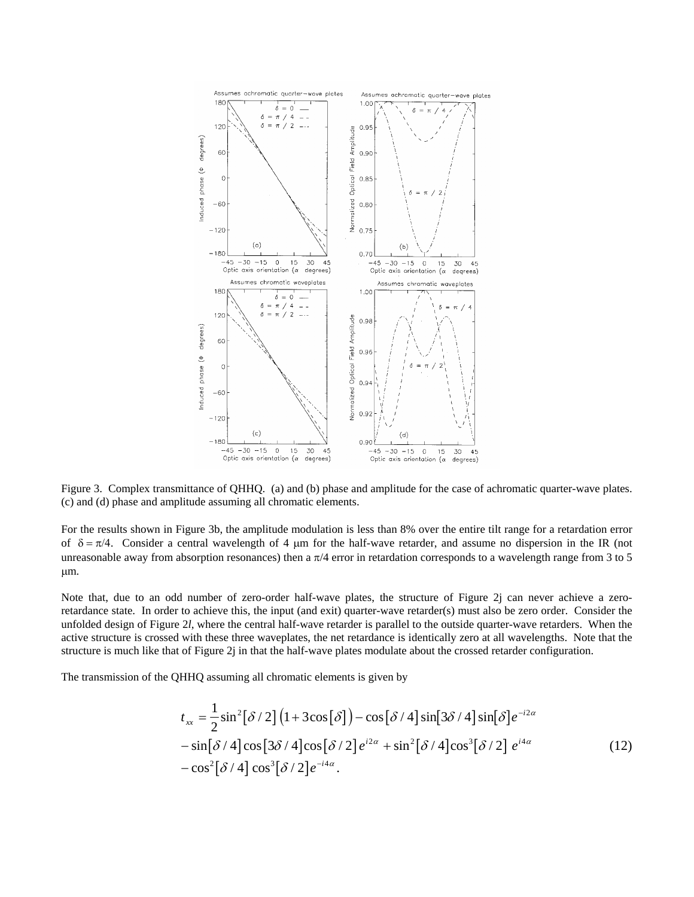Figure 3. Complex transmittance of QHHQ. (a) and (b) phase and amplitude for the case of achromatic quarter-wave plates. (c) and (d) phase and amplitude assuming all chromatic elements.

For the results shown in Figure 3b, the amplitude modulation is less than 8% over the entire tilt range for a retardation error of $\delta = \pi/4$. Consider a central wavelength of 4 μm for the half-wave retarder, and assume no dispersion in the IR (not unreasonable away from absorption resonances) then a $\pi/4$ error in retardation corresponds to a wavelength range from 3 to 5 μm.

Note that, due to an odd number of zero-order half-wave plates, the structure of Figure 2j can never achieve a zero-retardance state. In order to achieve this, the input (and exit) quarter-wave retarder(s) must also be zero order. Consider the unfolded design of Figure 2*l*, where the central half-wave retarder is parallel to the outside quarter-wave retarders. When the active structure is crossed with these three waveplates, the net retardance is identically zero at all wavelengths. Note that the structure is much like that of Figure 2j in that the half-wave plates modulate about the crossed retarder configuration.

The transmission of the QHHQ assuming all chromatic elements is given by

$$
\begin{aligned}
t_{xx} = {} & \frac{1}{2}\sin^2[\delta/2]\left(1+3\cos[\delta]\right) - \cos[\delta/4]\sin[3\delta/4]\sin[\delta]e^{-i2\alpha} \\
& - \sin[\delta/4]\cos[3\delta/4]\cos[\delta/2]\,e^{i2\alpha} + \sin^2[\delta/4]\cos^3[\delta/2]\;e^{i4\alpha} \\
& - \cos^2[\delta/4]\cos^3[\delta/2]e^{-i4\alpha}.
\end{aligned} \tag{12}
$$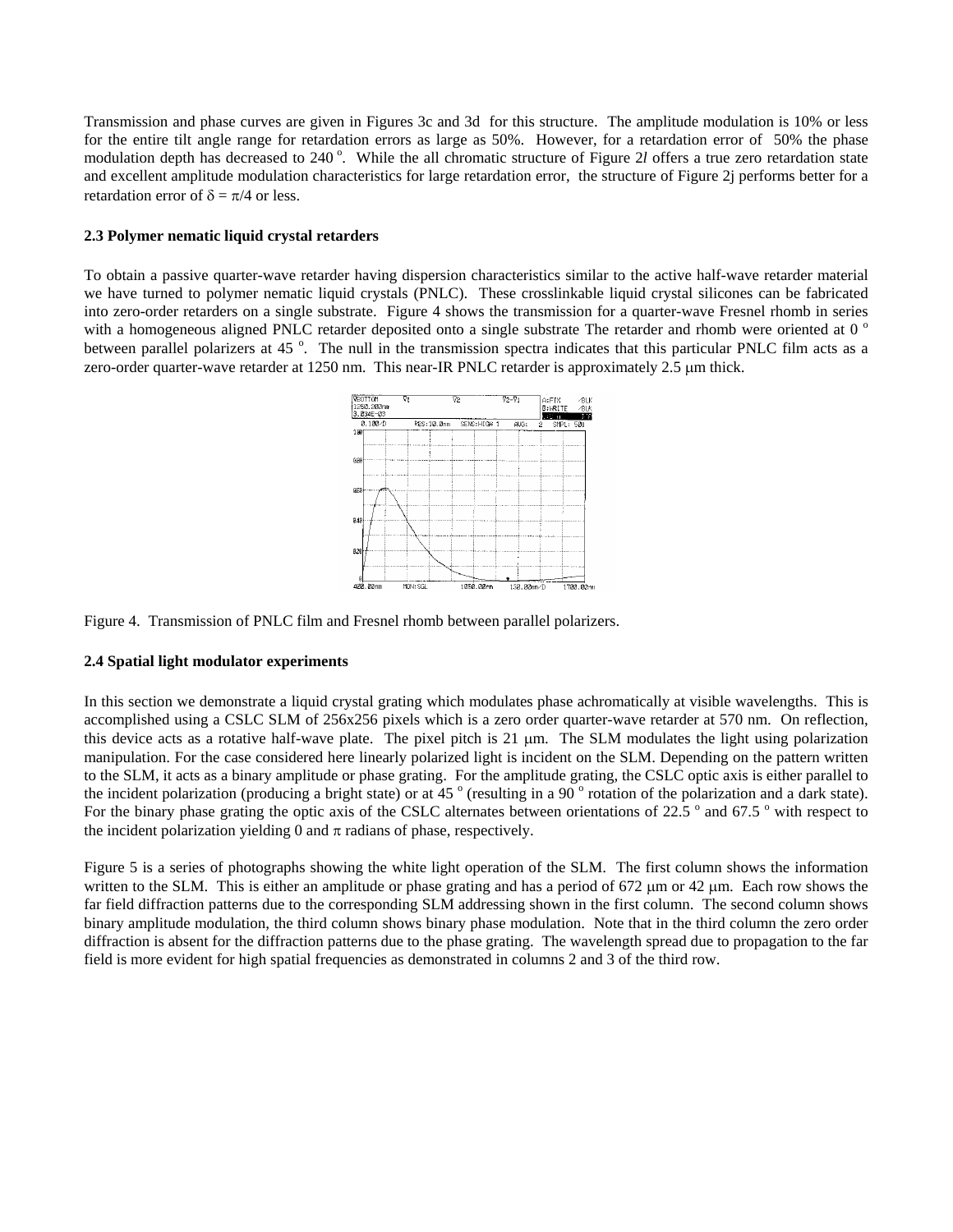Transmission and phase curves are given in Figures 3c and 3d for this structure. The amplitude modulation is 10% or less for the entire tilt angle range for retardation errors as large as 50%. However, for a retardation error of 50% the phase modulation depth has decreased to 240 $^o$. While the all chromatic structure of Figure 2*l* offers a true zero retardation state and excellent amplitude modulation characteristics for large retardation error, the structure of Figure 2j performs better for a retardation error of $\delta = \pi/4$ or less.

### 2.3 Polymer nematic liquid crystal retarders

To obtain a passive quarter-wave retarder having dispersion characteristics similar to the active half-wave retarder material we have turned to polymer nematic liquid crystals (PNLC). These crosslinkable liquid crystal silicones can be fabricated into zero-order retarders on a single substrate. Figure 4 shows the transmission for a quarter-wave Fresnel rhomb in series with a homogeneous aligned PNLC retarder deposited onto a single substrate The retarder and rhomb were oriented at 0 $^o$ between parallel polarizers at 45 $^o$. The null in the transmission spectra indicates that this particular PNLC film acts as a zero-order quarter-wave retarder at 1250 nm. This near-IR PNLC retarder is approximately 2.5 μm thick.

Figure 4. Transmission of PNLC film and Fresnel rhomb between parallel polarizers.

### 2.4 Spatial light modulator experiments

In this section we demonstrate a liquid crystal grating which modulates phase achromatically at visible wavelengths. This is accomplished using a CSLC SLM of 256x256 pixels which is a zero order quarter-wave retarder at 570 nm. On reflection, this device acts as a rotative half-wave plate. The pixel pitch is 21 μm. The SLM modulates the light using polarization manipulation. For the case considered here linearly polarized light is incident on the SLM. Depending on the pattern written to the SLM, it acts as a binary amplitude or phase grating. For the amplitude grating, the CSLC optic axis is either parallel to the incident polarization (producing a bright state) or at 45 $^o$ (resulting in a 90 $^o$ rotation of the polarization and a dark state). For the binary phase grating the optic axis of the CSLC alternates between orientations of 22.5 $^o$ and 67.5 $^o$ with respect to the incident polarization yielding 0 and $\pi$ radians of phase, respectively.

Figure 5 is a series of photographs showing the white light operation of the SLM. The first column shows the information written to the SLM. This is either an amplitude or phase grating and has a period of 672 μm or 42 μm. Each row shows the far field diffraction patterns due to the corresponding SLM addressing shown in the first column. The second column shows binary amplitude modulation, the third column shows binary phase modulation. Note that in the third column the zero order diffraction is absent for the diffraction patterns due to the phase grating. The wavelength spread due to propagation to the far field is more evident for high spatial frequencies as demonstrated in columns 2 and 3 of the third row.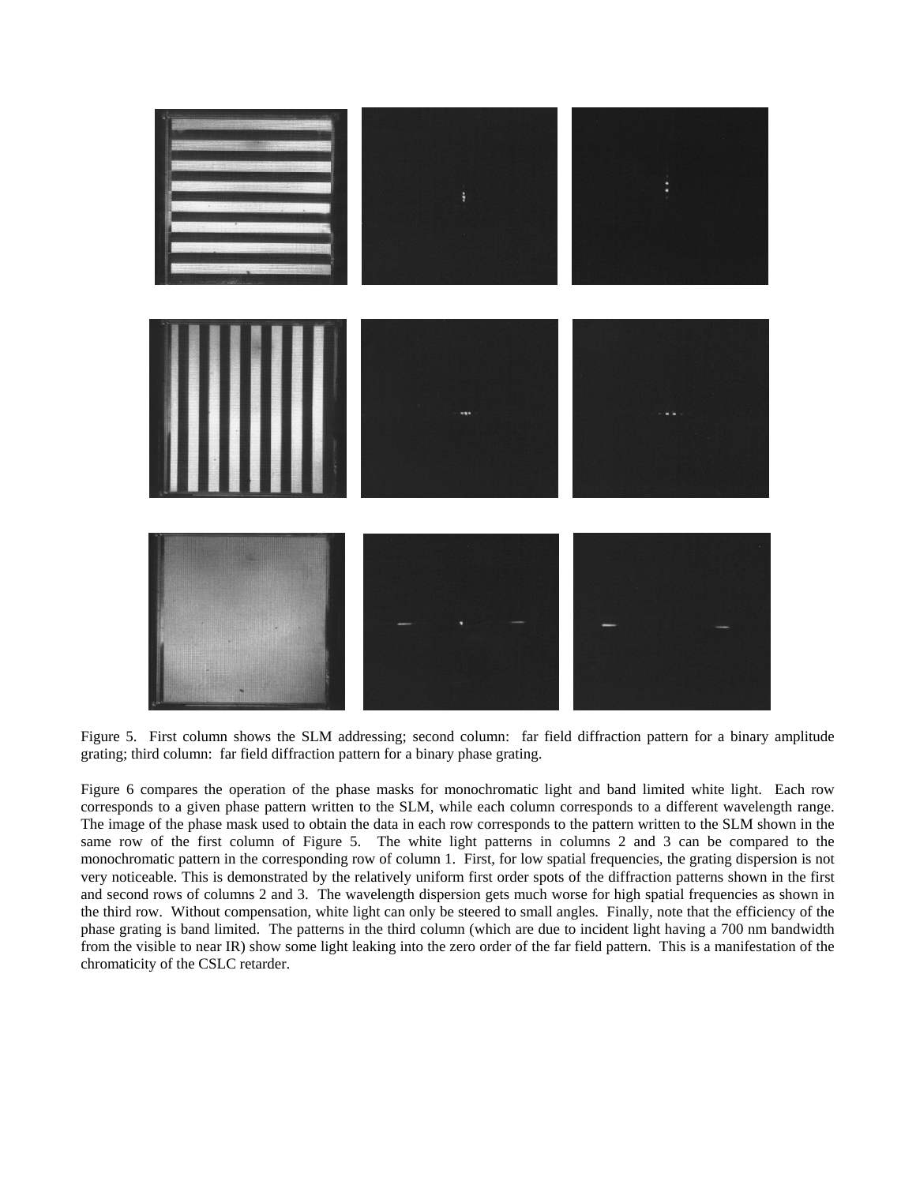Figure 5. First column shows the SLM addressing; second column: far field diffraction pattern for a binary amplitude grating; third column: far field diffraction pattern for a binary phase grating.

Figure 6 compares the operation of the phase masks for monochromatic light and band limited white light. Each row corresponds to a given phase pattern written to the SLM, while each column corresponds to a different wavelength range. The image of the phase mask used to obtain the data in each row corresponds to the pattern written to the SLM shown in the same row of the first column of Figure 5. The white light patterns in columns 2 and 3 can be compared to the monochromatic pattern in the corresponding row of column 1. First, for low spatial frequencies, the grating dispersion is not very noticeable. This is demonstrated by the relatively uniform first order spots of the diffraction patterns shown in the first and second rows of columns 2 and 3. The wavelength dispersion gets much worse for high spatial frequencies as shown in the third row. Without compensation, white light can only be steered to small angles. Finally, note that the efficiency of the phase grating is band limited. The patterns in the third column (which are due to incident light having a 700 nm bandwidth from the visible to near IR) show some light leaking into the zero order of the far field pattern. This is a manifestation of the chromaticity of the CSLC retarder.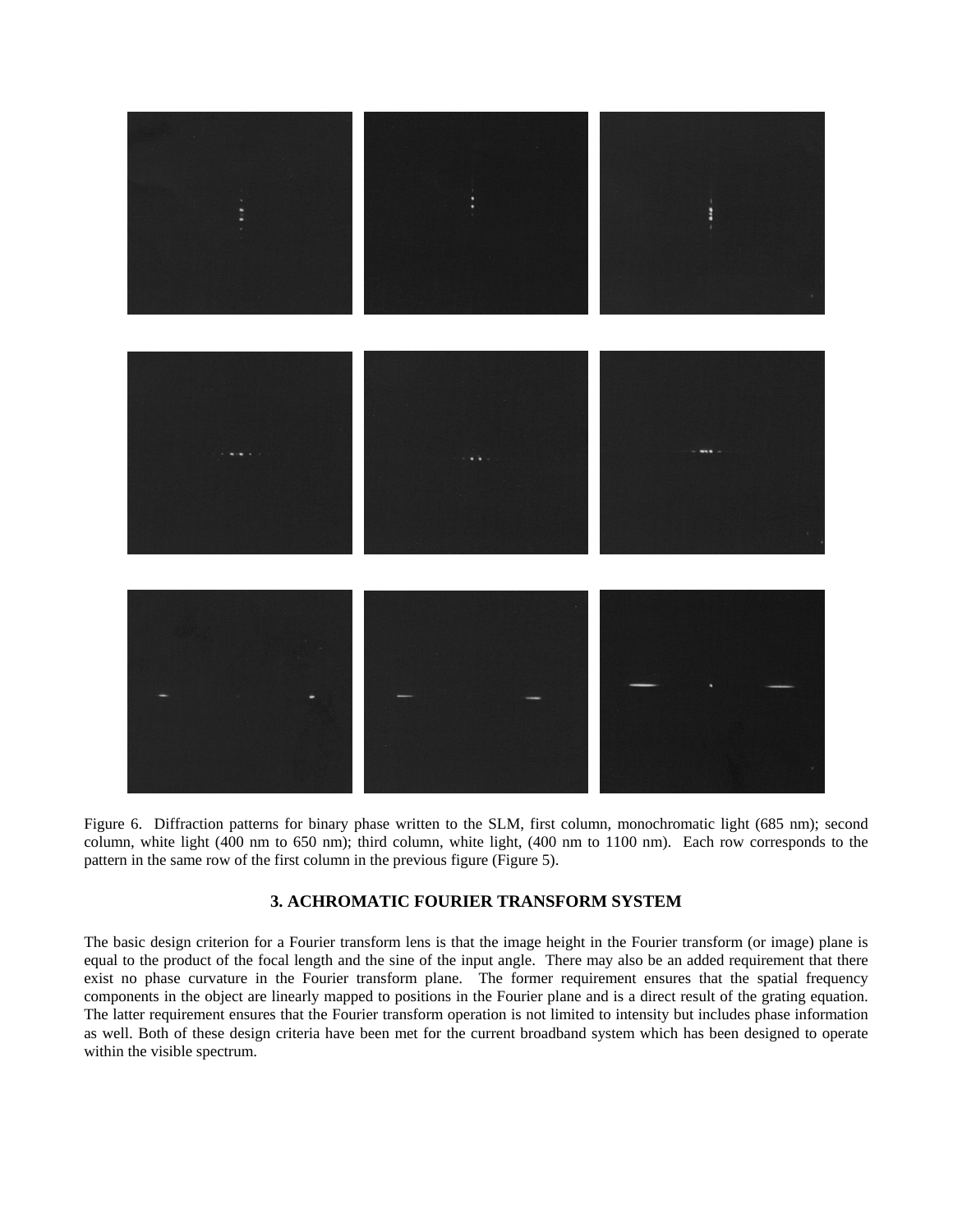Figure 6. Diffraction patterns for binary phase written to the SLM, first column, monochromatic light (685 nm); second column, white light (400 nm to 650 nm); third column, white light, (400 nm to 1100 nm). Each row corresponds to the pattern in the same row of the first column in the previous figure (Figure 5).

## 3. ACHROMATIC FOURIER TRANSFORM SYSTEM

The basic design criterion for a Fourier transform lens is that the image height in the Fourier transform (or image) plane is equal to the product of the focal length and the sine of the input angle. There may also be an added requirement that there exist no phase curvature in the Fourier transform plane. The former requirement ensures that the spatial frequency components in the object are linearly mapped to positions in the Fourier plane and is a direct result of the grating equation. The latter requirement ensures that the Fourier transform operation is not limited to intensity but includes phase information as well. Both of these design criteria have been met for the current broadband system which has been designed to operate within the visible spectrum.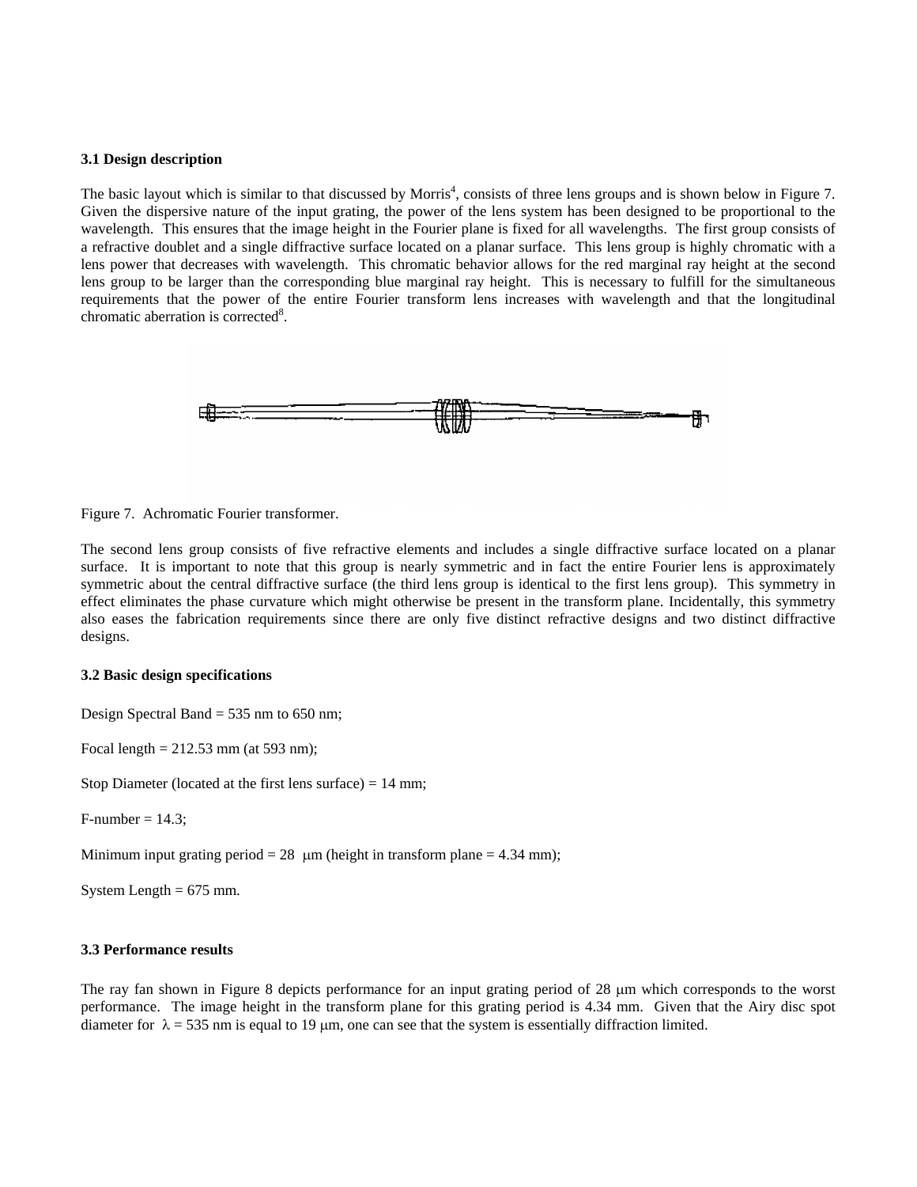### 3.1 Design description

The basic layout which is similar to that discussed by Morris[4], consists of three lens groups and is shown below in Figure 7. Given the dispersive nature of the input grating, the power of the lens system has been designed to be proportional to the wavelength. This ensures that the image height in the Fourier plane is fixed for all wavelengths. The first group consists of a refractive doublet and a single diffractive surface located on a planar surface. This lens group is highly chromatic with a lens power that decreases with wavelength. This chromatic behavior allows for the red marginal ray height at the second lens group to be larger than the corresponding blue marginal ray height. This is necessary to fulfill for the simultaneous requirements that the power of the entire Fourier transform lens increases with wavelength and that the longitudinal chromatic aberration is corrected[8].

Figure 7. Achromatic Fourier transformer.

The second lens group consists of five refractive elements and includes a single diffractive surface located on a planar surface. It is important to note that this group is nearly symmetric and in fact the entire Fourier lens is approximately symmetric about the central diffractive surface (the third lens group is identical to the first lens group). This symmetry in effect eliminates the phase curvature which might otherwise be present in the transform plane. Incidentally, this symmetry also eases the fabrication requirements since there are only five distinct refractive designs and two distinct diffractive designs.

### 3.2 Basic design specifications

Design Spectral Band = 535 nm to 650 nm;

Focal length = 212.53 mm (at 593 nm);

Stop Diameter (located at the first lens surface) = 14 mm;

F-number = 14.3;

Minimum input grating period = 28 μm (height in transform plane = 4.34 mm);

System Length = 675 mm.

### 3.3 Performance results

The ray fan shown in Figure 8 depicts performance for an input grating period of 28 μm which corresponds to the worst performance. The image height in the transform plane for this grating period is 4.34 mm. Given that the Airy disc spot diameter for $\lambda$ = 535 nm is equal to 19 μm, one can see that the system is essentially diffraction limited.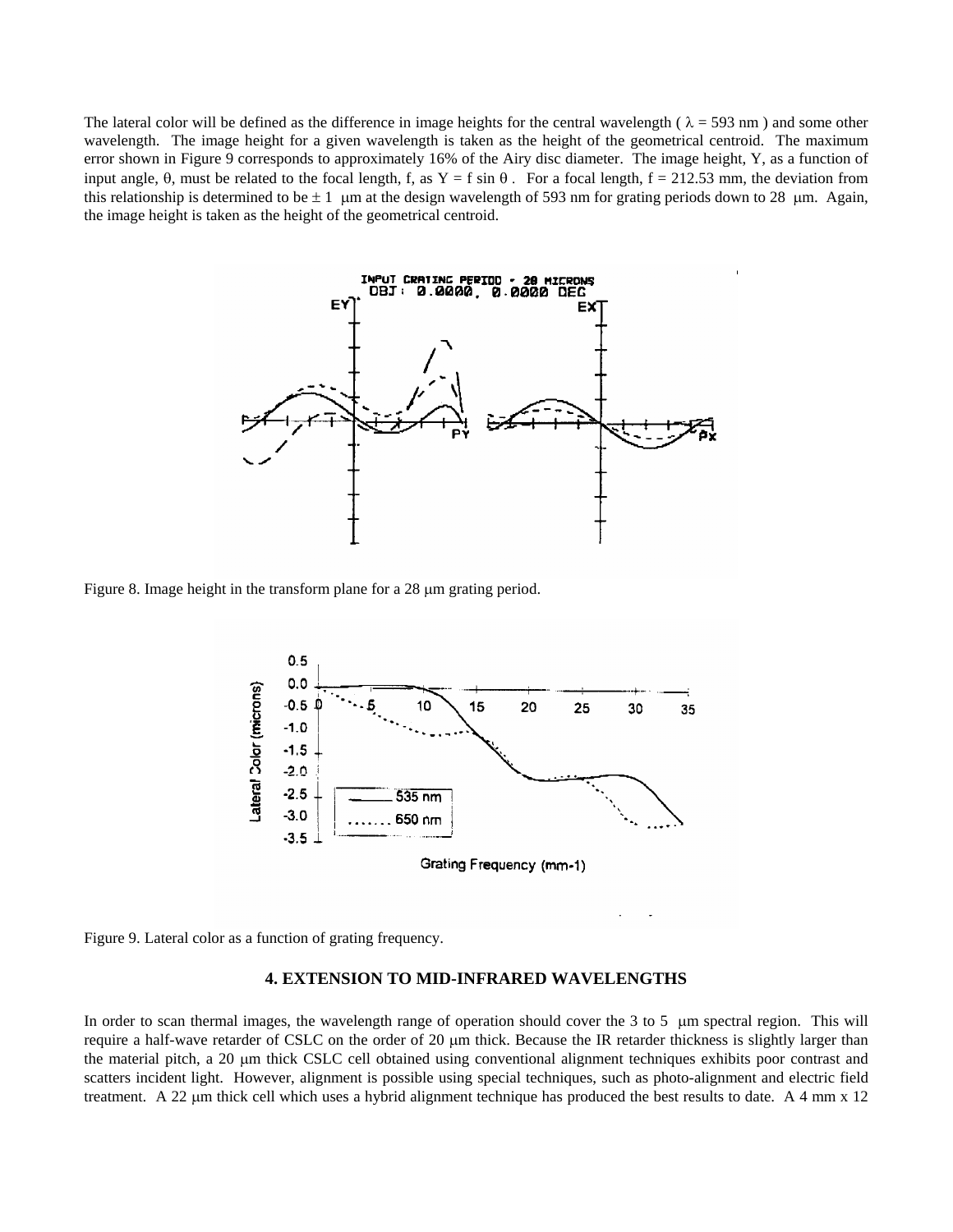The lateral color will be defined as the difference in image heights for the central wavelength ( $\lambda$ = 593 nm ) and some other wavelength. The image height for a given wavelength is taken as the height of the geometrical centroid. The maximum error shown in Figure 9 corresponds to approximately 16% of the Airy disc diameter. The image height, Y, as a function of input angle, $\theta$, must be related to the focal length, f, as $Y = f \sin \theta$ . For a focal length, f = 212.53 mm, the deviation from this relationship is determined to be $\pm$ 1 μm at the design wavelength of 593 nm for grating periods down to 28 μm. Again, the image height is taken as the height of the geometrical centroid.

Figure 8. Image height in the transform plane for a 28 μm grating period.

Figure 9. Lateral color as a function of grating frequency.

## 4. EXTENSION TO MID-INFRARED WAVELENGTHS

In order to scan thermal images, the wavelength range of operation should cover the 3 to 5 μm spectral region. This will require a half-wave retarder of CSLC on the order of 20 μm thick. Because the IR retarder thickness is slightly larger than the material pitch, a 20 μm thick CSLC cell obtained using conventional alignment techniques exhibits poor contrast and scatters incident light. However, alignment is possible using special techniques, such as photo-alignment and electric field treatment. A 22 μm thick cell which uses a hybrid alignment technique has produced the best results to date. A 4 mm x 12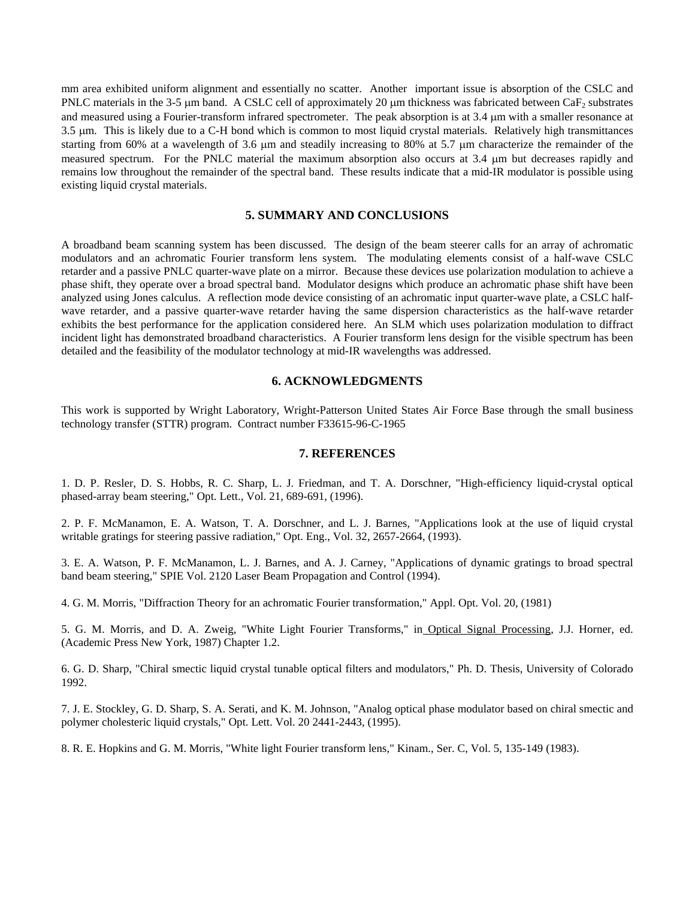mm area exhibited uniform alignment and essentially no scatter. Another important issue is absorption of the CSLC and PNLC materials in the 3-5 μm band. A CSLC cell of approximately 20 μm thickness was fabricated between $CaF_2$ substrates and measured using a Fourier-transform infrared spectrometer. The peak absorption is at 3.4 μm with a smaller resonance at 3.5 μm. This is likely due to a C-H bond which is common to most liquid crystal materials. Relatively high transmittances starting from 60% at a wavelength of 3.6 μm and steadily increasing to 80% at 5.7 μm characterize the remainder of the measured spectrum. For the PNLC material the maximum absorption also occurs at 3.4 μm but decreases rapidly and remains low throughout the remainder of the spectral band. These results indicate that a mid-IR modulator is possible using existing liquid crystal materials.

## 5. SUMMARY AND CONCLUSIONS

A broadband beam scanning system has been discussed. The design of the beam steerer calls for an array of achromatic modulators and an achromatic Fourier transform lens system. The modulating elements consist of a half-wave CSLC retarder and a passive PNLC quarter-wave plate on a mirror. Because these devices use polarization modulation to achieve a phase shift, they operate over a broad spectral band. Modulator designs which produce an achromatic phase shift have been analyzed using Jones calculus. A reflection mode device consisting of an achromatic input quarter-wave plate, a CSLC half-wave retarder, and a passive quarter-wave retarder having the same dispersion characteristics as the half-wave retarder exhibits the best performance for the application considered here. An SLM which uses polarization modulation to diffract incident light has demonstrated broadband characteristics. A Fourier transform lens design for the visible spectrum has been detailed and the feasibility of the modulator technology at mid-IR wavelengths was addressed.

## 6. ACKNOWLEDGMENTS

This work is supported by Wright Laboratory, Wright-Patterson United States Air Force Base through the small business technology transfer (STTR) program. Contract number F33615-96-C-1965

## 7. REFERENCES

1. D. P. Resler, D. S. Hobbs, R. C. Sharp, L. J. Friedman, and T. A. Dorschner, "High-efficiency liquid-crystal optical phased-array beam steering," Opt. Lett., Vol. 21, 689-691, (1996).

2. P. F. McManamon, E. A. Watson, T. A. Dorschner, and L. J. Barnes, "Applications look at the use of liquid crystal writable gratings for steering passive radiation," Opt. Eng., Vol. 32, 2657-2664, (1993).

3. E. A. Watson, P. F. McManamon, L. J. Barnes, and A. J. Carney, "Applications of dynamic gratings to broad spectral band beam steering," SPIE Vol. 2120 Laser Beam Propagation and Control (1994).

4. G. M. Morris, "Diffraction Theory for an achromatic Fourier transformation," Appl. Opt. Vol. 20, (1981)

5. G. M. Morris, and D. A. Zweig, "White Light Fourier Transforms," in Optical Signal Processing, J.J. Horner, ed. (Academic Press New York, 1987) Chapter 1.2.

6. G. D. Sharp, "Chiral smectic liquid crystal tunable optical filters and modulators," Ph. D. Thesis, University of Colorado 1992.

7. J. E. Stockley, G. D. Sharp, S. A. Serati, and K. M. Johnson, "Analog optical phase modulator based on chiral smectic and polymer cholesteric liquid crystals," Opt. Lett. Vol. 20 2441-2443, (1995).

8. R. E. Hopkins and G. M. Morris, "White light Fourier transform lens," Kinam., Ser. C, Vol. 5, 135-149 (1983).